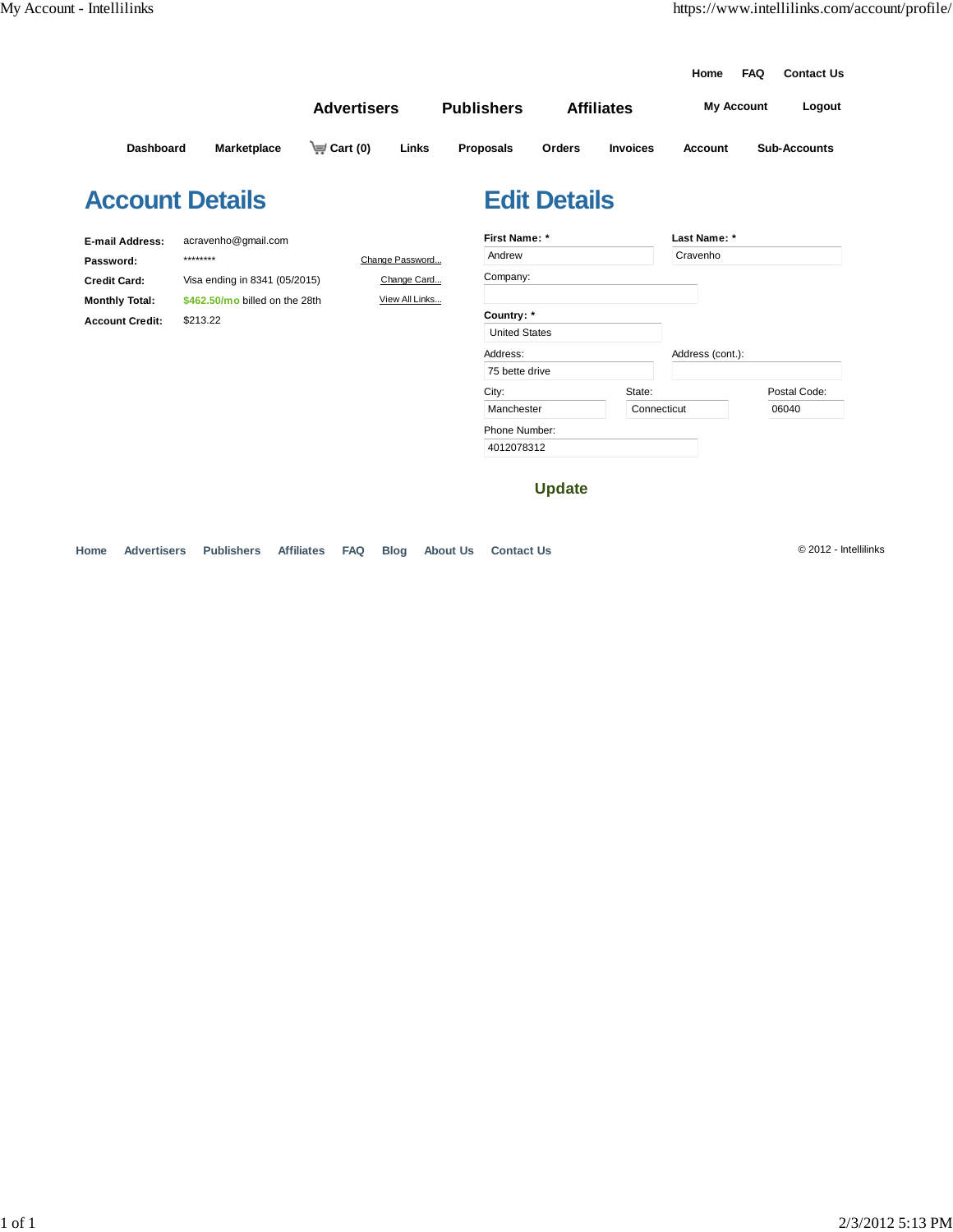Home FAQ Contact Us

Advertisers Publishers Affiliates My Account Logout

Dashboard Marketplace Cart (0) Links Proposals Orders Invoices Account Sub-Accounts

# Account Details

| | | |
|---|---|---|
| **E-mail Address:** | acravenho@gmail.com | |
| **Password:** | ******** | Change Password... |
| **Credit Card:** | Visa ending in 8341 (05/2015) | Change Card... |
| **Monthly Total:** | $462.50/mo billed on the 28th | View All Links... |
| **Account Credit:** | $213.22 | |

# Edit Details

**First Name:** * Andrew

**Last Name:** * Cravenho

Company:

**Country:** * United States

Address: 75 bette drive

Address (cont.):

City: Manchester

State: Connecticut

Postal Code: 06040

Phone Number: 4012078312

**Update**

Home Advertisers Publishers Affiliates FAQ Blog About Us Contact Us

© 2012 - Intellilinks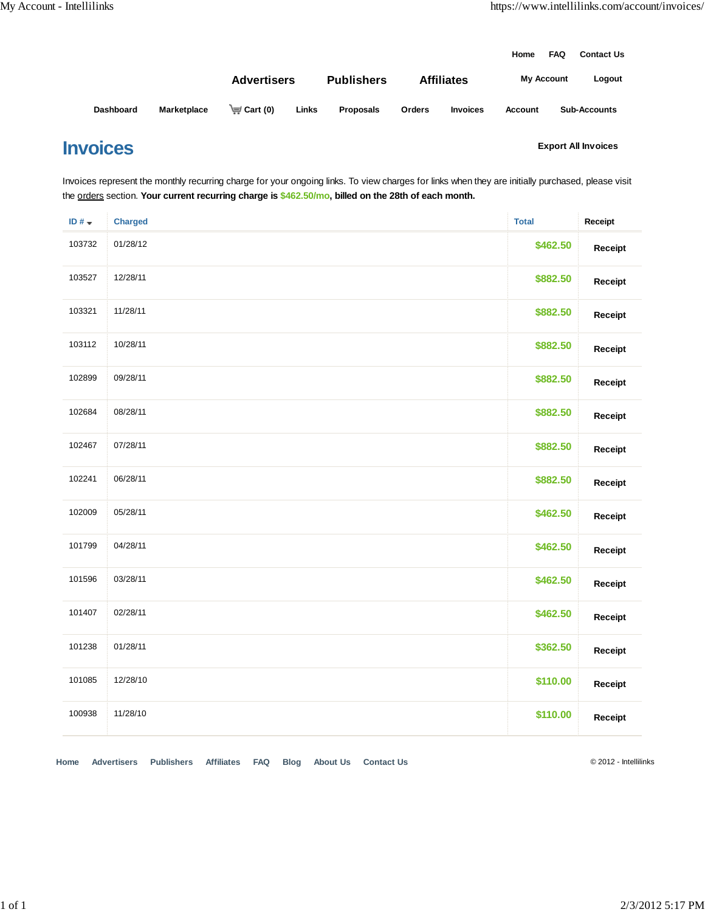Home FAQ Contact Us

Advertisers Publishers Affiliates My Account Logout

Dashboard Marketplace Cart (0) Links Proposals Orders Invoices Account Sub-Accounts

# Invoices

**Export All Invoices**

Invoices represent the monthly recurring charge for your ongoing links. To view charges for links when they are initially purchased, please visit the orders section. **Your current recurring charge is $462.50/mo, billed on the 28th of each month.**

| ID # | Charged | Total | Receipt |
|---|---|---|---|
| 103732 | 01/28/12 | $462.50 | Receipt |
| 103527 | 12/28/11 | $882.50 | Receipt |
| 103321 | 11/28/11 | $882.50 | Receipt |
| 103112 | 10/28/11 | $882.50 | Receipt |
| 102899 | 09/28/11 | $882.50 | Receipt |
| 102684 | 08/28/11 | $882.50 | Receipt |
| 102467 | 07/28/11 | $882.50 | Receipt |
| 102241 | 06/28/11 | $882.50 | Receipt |
| 102009 | 05/28/11 | $462.50 | Receipt |
| 101799 | 04/28/11 | $462.50 | Receipt |
| 101596 | 03/28/11 | $462.50 | Receipt |
| 101407 | 02/28/11 | $462.50 | Receipt |
| 101238 | 01/28/11 | $362.50 | Receipt |
| 101085 | 12/28/10 | $110.00 | Receipt |
| 100938 | 11/28/10 | $110.00 | Receipt |

Home Advertisers Publishers Affiliates FAQ Blog About Us Contact Us

© 2012 - Intellilinks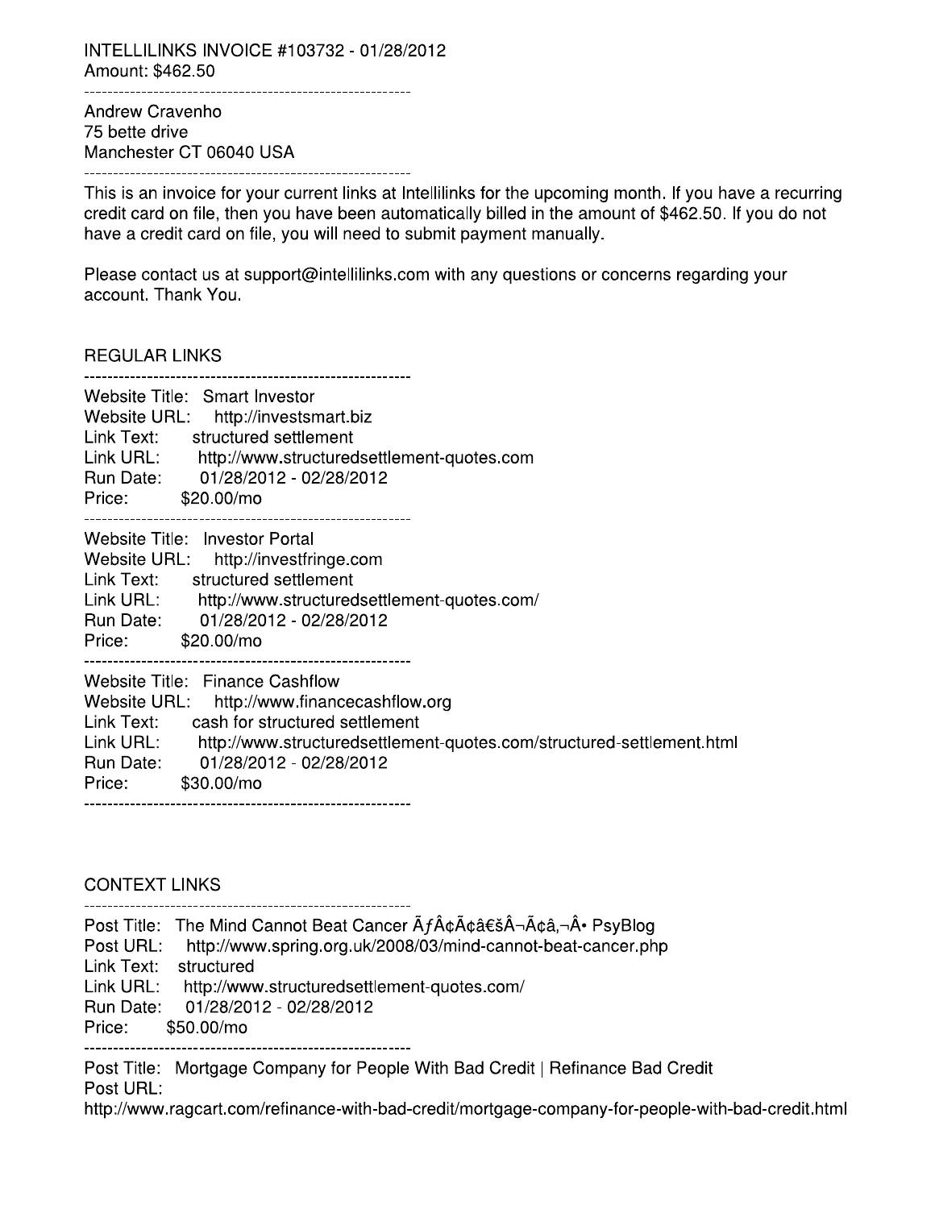INTELLILINKS INVOICE #103732 - 01/28/2012
Amount: $462.50

---

Andrew Cravenho
75 bette drive
Manchester CT 06040 USA

---

This is an invoice for your current links at Intellilinks for the upcoming month. If you have a recurring credit card on file, then you have been automatically billed in the amount of $462.50. If you do not have a credit card on file, you will need to submit payment manually.

Please contact us at support@intellilinks.com with any questions or concerns regarding your account. Thank You.

REGULAR LINKS

---

Website Title: Smart Investor
Website URL: http://investsmart.biz
Link Text: structured settlement
Link URL: http://www.structuredsettlement-quotes.com
Run Date: 01/28/2012 - 02/28/2012
Price: $20.00/mo

---

Website Title: Investor Portal
Website URL: http://investfringe.com
Link Text: structured settlement
Link URL: http://www.structuredsettlement-quotes.com/
Run Date: 01/28/2012 - 02/28/2012
Price: $20.00/mo

---

Website Title: Finance Cashflow
Website URL: http://www.financecashflow.org
Link Text: cash for structured settlement
Link URL: http://www.structuredsettlement-quotes.com/structured-settlement.html
Run Date: 01/28/2012 - 02/28/2012
Price: $30.00/mo

---

CONTEXT LINKS

---

Post Title: The Mind Cannot Beat Cancer ÃƒÂ¢Ã¢â€šÂ¬Ã¢â‚¬Â• PsyBlog
Post URL: http://www.spring.org.uk/2008/03/mind-cannot-beat-cancer.php
Link Text: structured
Link URL: http://www.structuredsettlement-quotes.com/
Run Date: 01/28/2012 - 02/28/2012
Price: $50.00/mo

---

Post Title: Mortgage Company for People With Bad Credit | Refinance Bad Credit
Post URL:
http://www.ragcart.com/refinance-with-bad-credit/mortgage-company-for-people-with-bad-credit.html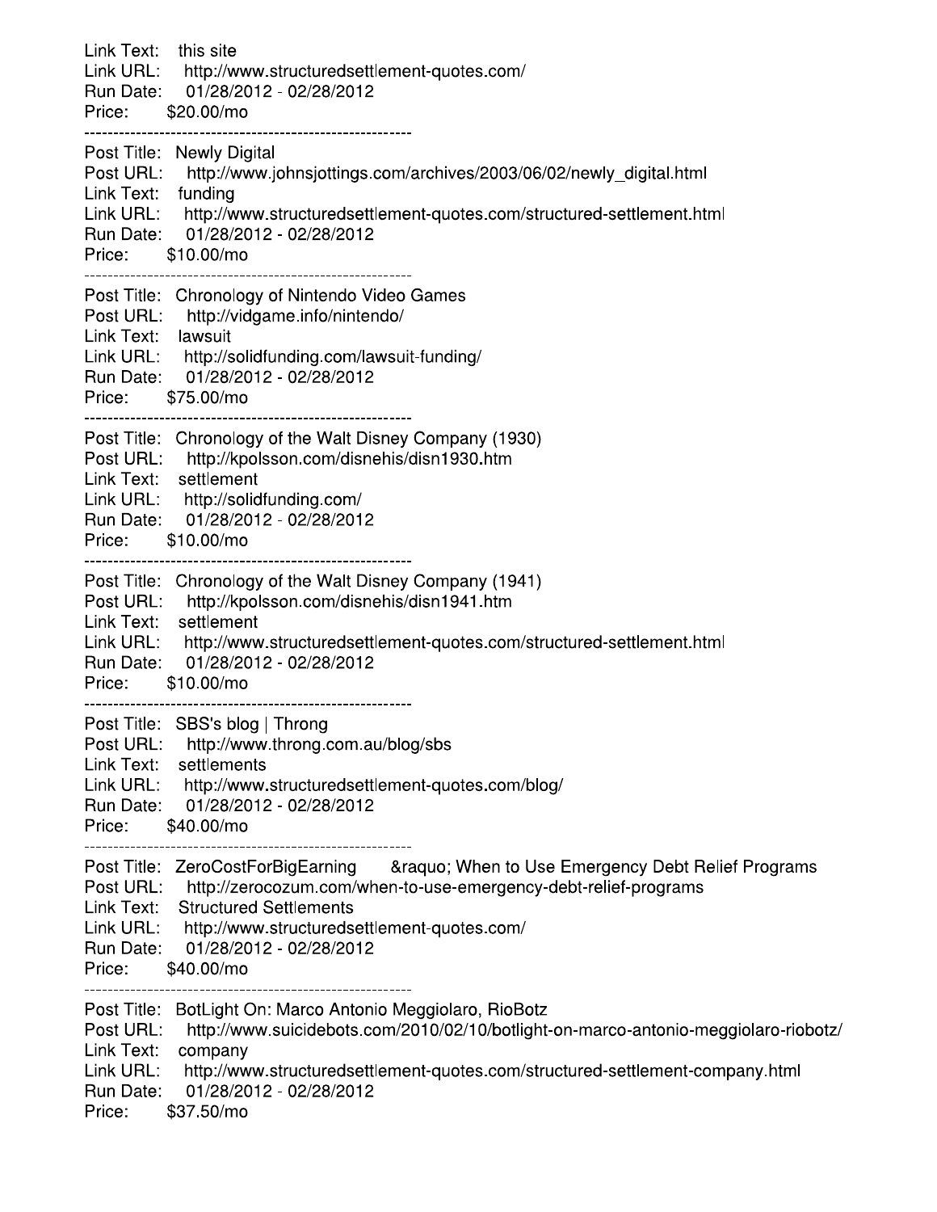Link Text: this site
Link URL: http://www.structuredsettlement-quotes.com/
Run Date: 01/28/2012 - 02/28/2012
Price: $20.00/mo

---

Post Title: Newly Digital
Post URL: http://www.johnsjottings.com/archives/2003/06/02/newly_digital.html
Link Text: funding
Link URL: http://www.structuredsettlement-quotes.com/structured-settlement.html
Run Date: 01/28/2012 - 02/28/2012
Price: $10.00/mo

---

Post Title: Chronology of Nintendo Video Games
Post URL: http://vidgame.info/nintendo/
Link Text: lawsuit
Link URL: http://solidfunding.com/lawsuit-funding/
Run Date: 01/28/2012 - 02/28/2012
Price: $75.00/mo

---

Post Title: Chronology of the Walt Disney Company (1930)
Post URL: http://kpolsson.com/disnehis/disn1930.htm
Link Text: settlement
Link URL: http://solidfunding.com/
Run Date: 01/28/2012 - 02/28/2012
Price: $10.00/mo

---

Post Title: Chronology of the Walt Disney Company (1941)
Post URL: http://kpolsson.com/disnehis/disn1941.htm
Link Text: settlement
Link URL: http://www.structuredsettlement-quotes.com/structured-settlement.html
Run Date: 01/28/2012 - 02/28/2012
Price: $10.00/mo

---

Post Title: SBS's blog | Throng
Post URL: http://www.throng.com.au/blog/sbs
Link Text: settlements
Link URL: http://www.structuredsettlement-quotes.com/blog/
Run Date: 01/28/2012 - 02/28/2012
Price: $40.00/mo

---

Post Title: ZeroCostForBigEarning &raquo; When to Use Emergency Debt Relief Programs
Post URL: http://zerocozum.com/when-to-use-emergency-debt-relief-programs
Link Text: Structured Settlements
Link URL: http://www.structuredsettlement-quotes.com/
Run Date: 01/28/2012 - 02/28/2012
Price: $40.00/mo

---

Post Title: BotLight On: Marco Antonio Meggiolaro, RioBotz
Post URL: http://www.suicidebots.com/2010/02/10/botlight-on-marco-antonio-meggiolaro-riobotz/
Link Text: company
Link URL: http://www.structuredsettlement-quotes.com/structured-settlement-company.html
Run Date: 01/28/2012 - 02/28/2012
Price: $37.50/mo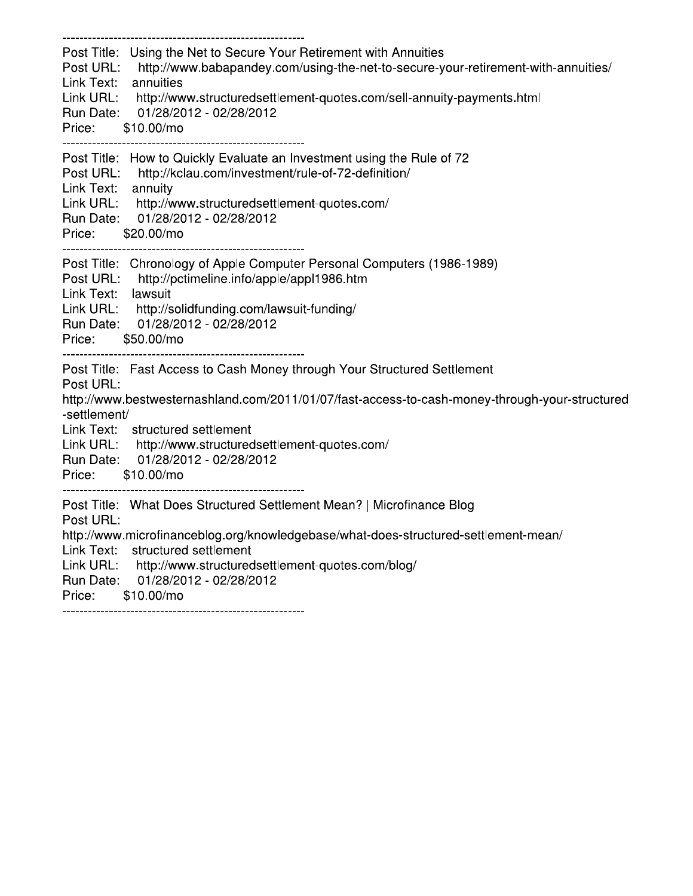---------------------------------------------------------

Post Title: Using the Net to Secure Your Retirement with Annuities
Post URL: http://www.babapandey.com/using-the-net-to-secure-your-retirement-with-annuities/
Link Text: annuities
Link URL: http://www.structuredsettlement-quotes.com/sell-annuity-payments.html
Run Date: 01/28/2012 - 02/28/2012
Price: $10.00/mo

---------------------------------------------------------

Post Title: How to Quickly Evaluate an Investment using the Rule of 72
Post URL: http://kclau.com/investment/rule-of-72-definition/
Link Text: annuity
Link URL: http://www.structuredsettlement-quotes.com/
Run Date: 01/28/2012 - 02/28/2012
Price: $20.00/mo

---------------------------------------------------------

Post Title: Chronology of Apple Computer Personal Computers (1986-1989)
Post URL: http://pctimeline.info/apple/appl1986.htm
Link Text: lawsuit
Link URL: http://solidfunding.com/lawsuit-funding/
Run Date: 01/28/2012 - 02/28/2012
Price: $50.00/mo

---------------------------------------------------------

Post Title: Fast Access to Cash Money through Your Structured Settlement
Post URL:
http://www.bestwesternashland.com/2011/01/07/fast-access-to-cash-money-through-your-structured-settlement/
Link Text: structured settlement
Link URL: http://www.structuredsettlement-quotes.com/
Run Date: 01/28/2012 - 02/28/2012
Price: $10.00/mo

---------------------------------------------------------

Post Title: What Does Structured Settlement Mean? | Microfinance Blog
Post URL:
http://www.microfinanceblog.org/knowledgebase/what-does-structured-settlement-mean/
Link Text: structured settlement
Link URL: http://www.structuredsettlement-quotes.com/blog/
Run Date: 01/28/2012 - 02/28/2012
Price: $10.00/mo

---------------------------------------------------------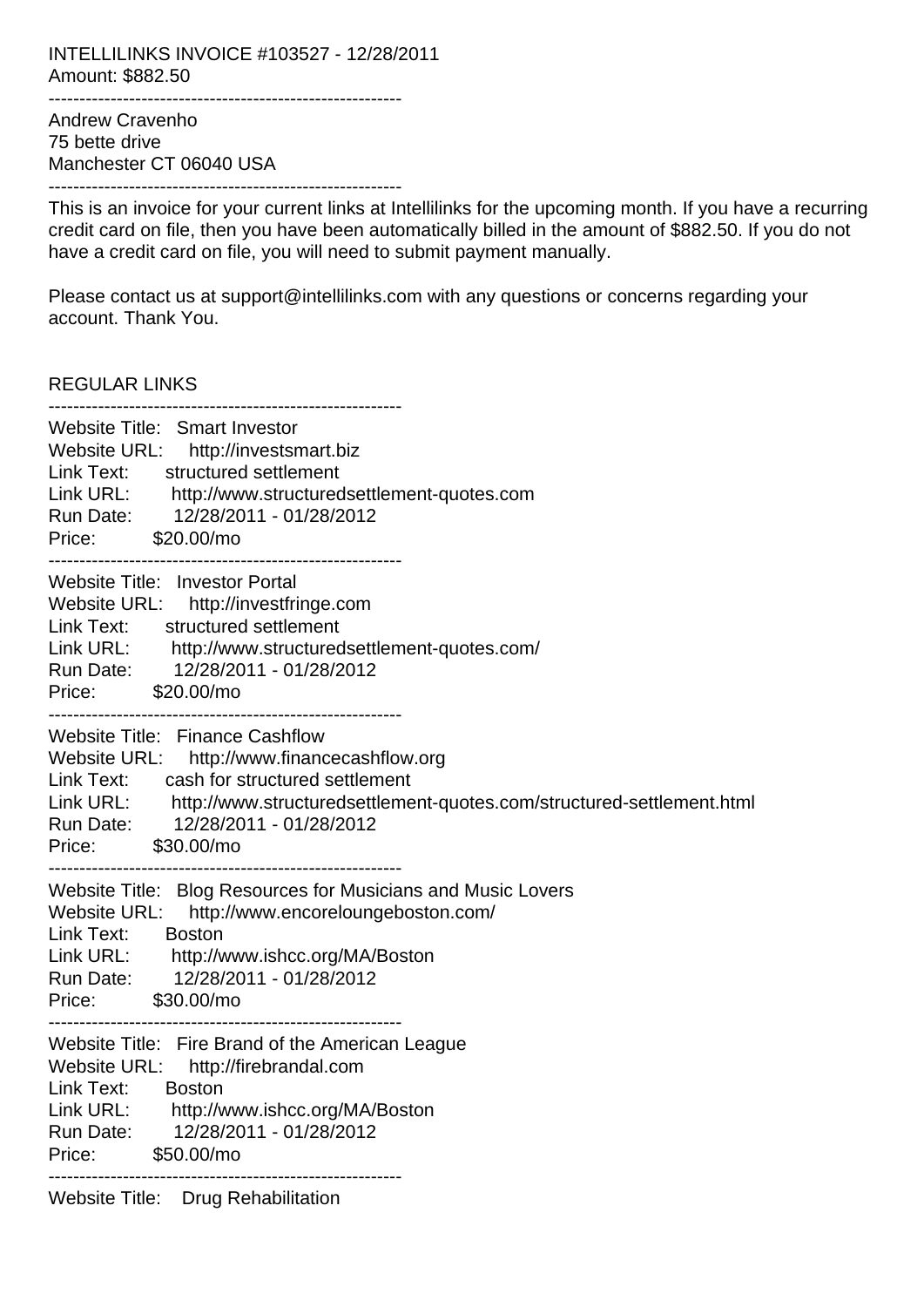INTELLILINKS INVOICE #103527 - 12/28/2011
Amount: $882.50

---

Andrew Cravenho
75 bette drive
Manchester CT 06040 USA

---

This is an invoice for your current links at Intellilinks for the upcoming month. If you have a recurring credit card on file, then you have been automatically billed in the amount of $882.50. If you do not have a credit card on file, you will need to submit payment manually.

Please contact us at support@intellilinks.com with any questions or concerns regarding your account. Thank You.

REGULAR LINKS

---

Website Title: Smart Investor
Website URL: http://investsmart.biz
Link Text: structured settlement
Link URL: http://www.structuredsettlement-quotes.com
Run Date: 12/28/2011 - 01/28/2012
Price: $20.00/mo

---

Website Title: Investor Portal
Website URL: http://investfringe.com
Link Text: structured settlement
Link URL: http://www.structuredsettlement-quotes.com/
Run Date: 12/28/2011 - 01/28/2012
Price: $20.00/mo

---

Website Title: Finance Cashflow
Website URL: http://www.financecashflow.org
Link Text: cash for structured settlement
Link URL: http://www.structuredsettlement-quotes.com/structured-settlement.html
Run Date: 12/28/2011 - 01/28/2012
Price: $30.00/mo

---

Website Title: Blog Resources for Musicians and Music Lovers
Website URL: http://www.encoreloungeboston.com/
Link Text: Boston
Link URL: http://www.ishcc.org/MA/Boston
Run Date: 12/28/2011 - 01/28/2012
Price: $30.00/mo

---

Website Title: Fire Brand of the American League
Website URL: http://firebrandal.com
Link Text: Boston
Link URL: http://www.ishcc.org/MA/Boston
Run Date: 12/28/2011 - 01/28/2012
Price: $50.00/mo

---

Website Title: Drug Rehabilitation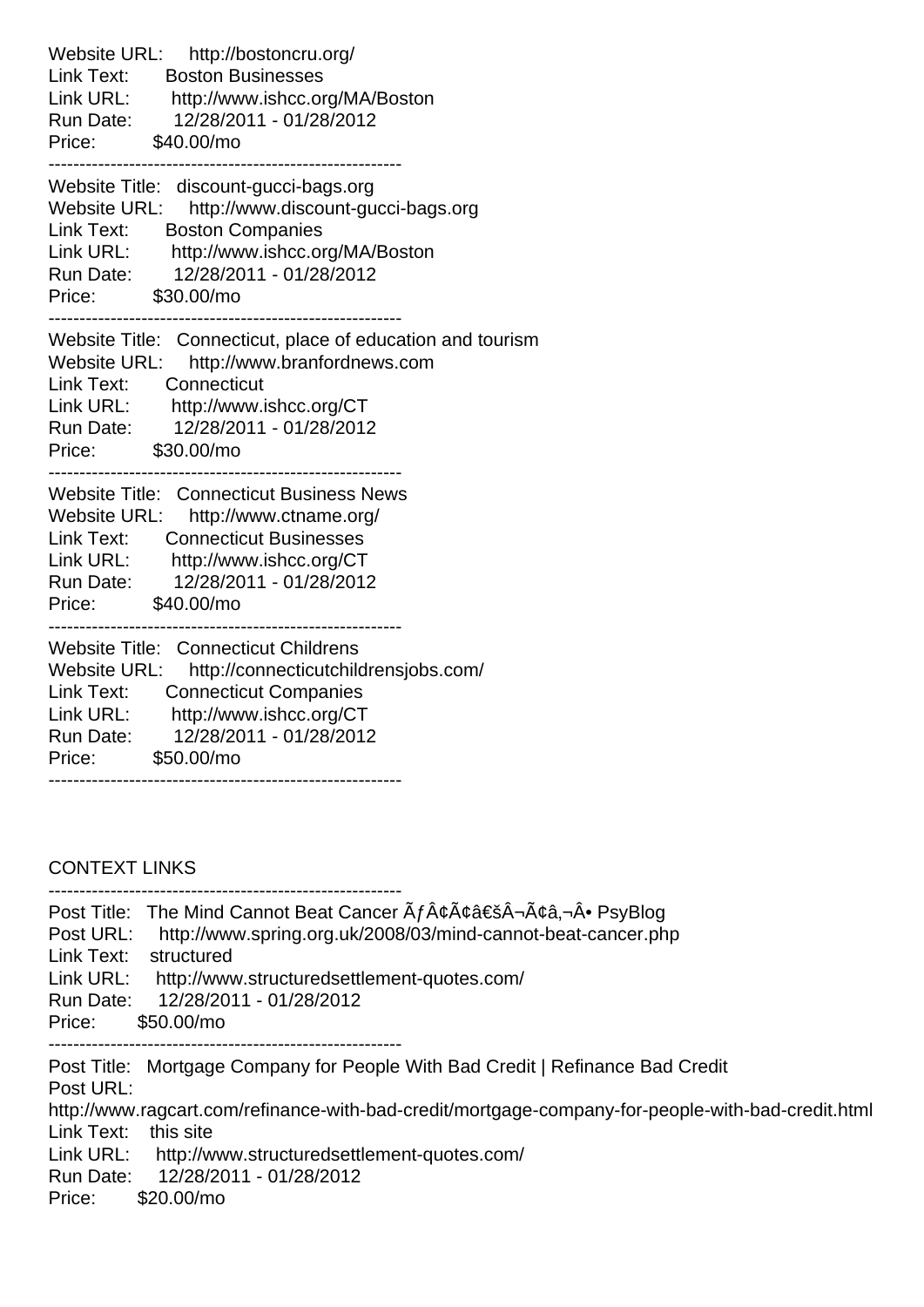Website URL: http://bostoncru.org/
Link Text: Boston Businesses
Link URL: http://www.ishcc.org/MA/Boston
Run Date: 12/28/2011 - 01/28/2012
Price: $40.00/mo

---

Website Title: discount-gucci-bags.org
Website URL: http://www.discount-gucci-bags.org
Link Text: Boston Companies
Link URL: http://www.ishcc.org/MA/Boston
Run Date: 12/28/2011 - 01/28/2012
Price: $30.00/mo

---

Website Title: Connecticut, place of education and tourism
Website URL: http://www.branfordnews.com
Link Text: Connecticut
Link URL: http://www.ishcc.org/CT
Run Date: 12/28/2011 - 01/28/2012
Price: $30.00/mo

---

Website Title: Connecticut Business News
Website URL: http://www.ctname.org/
Link Text: Connecticut Businesses
Link URL: http://www.ishcc.org/CT
Run Date: 12/28/2011 - 01/28/2012
Price: $40.00/mo

---

Website Title: Connecticut Childrens
Website URL: http://connecticutchildrensjobs.com/
Link Text: Connecticut Companies
Link URL: http://www.ishcc.org/CT
Run Date: 12/28/2011 - 01/28/2012
Price: $50.00/mo

---

CONTEXT LINKS

---

Post Title: The Mind Cannot Beat Cancer ÃƒÂ¢Ã¢â€šÂ¬Ã¢â‚¬Â• PsyBlog
Post URL: http://www.spring.org.uk/2008/03/mind-cannot-beat-cancer.php
Link Text: structured
Link URL: http://www.structuredsettlement-quotes.com/
Run Date: 12/28/2011 - 01/28/2012
Price: $50.00/mo

---

Post Title: Mortgage Company for People With Bad Credit | Refinance Bad Credit
Post URL:
http://www.ragcart.com/refinance-with-bad-credit/mortgage-company-for-people-with-bad-credit.html
Link Text: this site
Link URL: http://www.structuredsettlement-quotes.com/
Run Date: 12/28/2011 - 01/28/2012
Price: $20.00/mo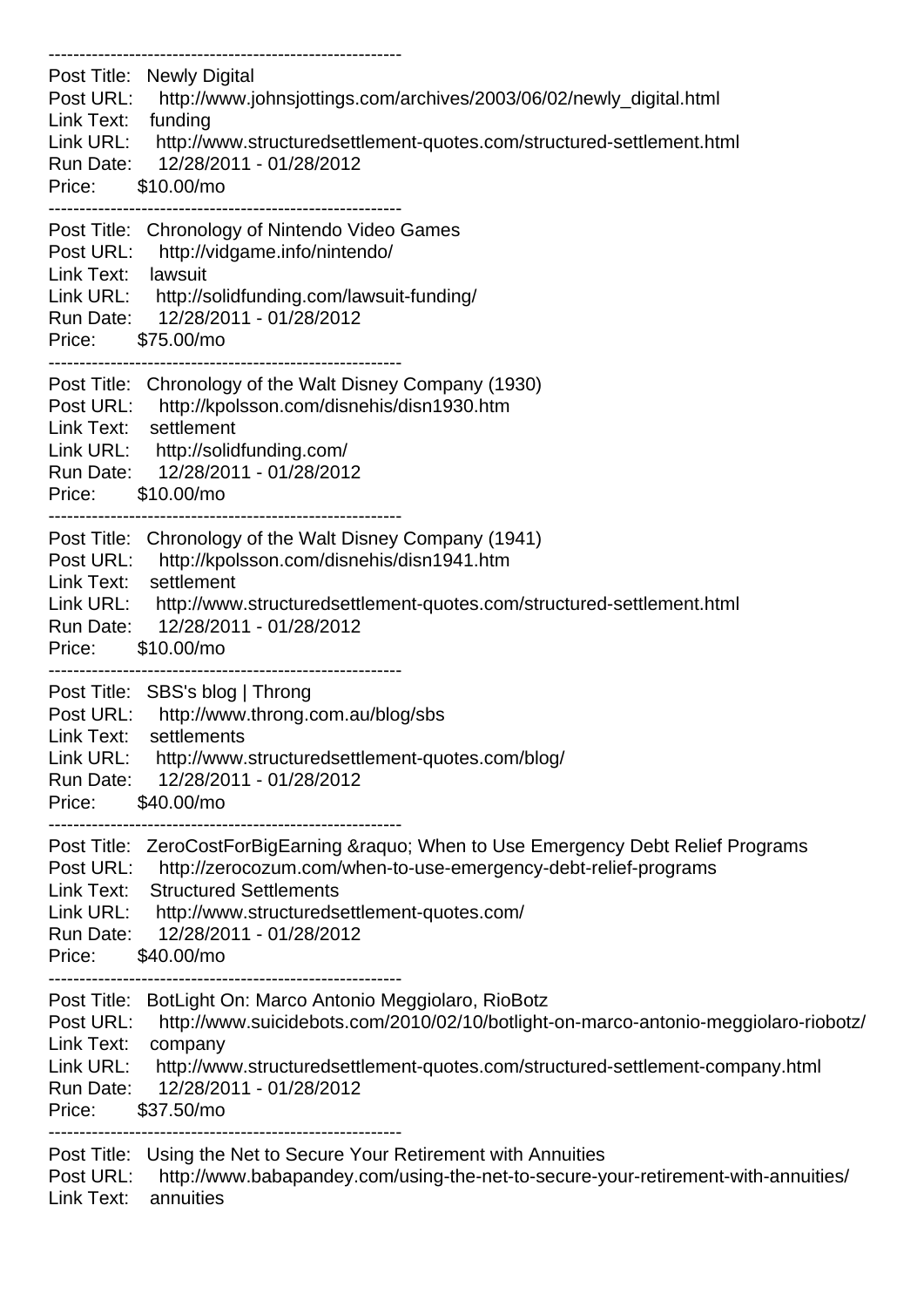---------------------------------------------------------
Post Title: Newly Digital
Post URL: http://www.johnsjottings.com/archives/2003/06/02/newly_digital.html
Link Text: funding
Link URL: http://www.structuredsettlement-quotes.com/structured-settlement.html
Run Date: 12/28/2011 - 01/28/2012
Price: $10.00/mo

---------------------------------------------------------
Post Title: Chronology of Nintendo Video Games
Post URL: http://vidgame.info/nintendo/
Link Text: lawsuit
Link URL: http://solidfunding.com/lawsuit-funding/
Run Date: 12/28/2011 - 01/28/2012
Price: $75.00/mo

---------------------------------------------------------
Post Title: Chronology of the Walt Disney Company (1930)
Post URL: http://kpolsson.com/disnehis/disn1930.htm
Link Text: settlement
Link URL: http://solidfunding.com/
Run Date: 12/28/2011 - 01/28/2012
Price: $10.00/mo

---------------------------------------------------------
Post Title: Chronology of the Walt Disney Company (1941)
Post URL: http://kpolsson.com/disnehis/disn1941.htm
Link Text: settlement
Link URL: http://www.structuredsettlement-quotes.com/structured-settlement.html
Run Date: 12/28/2011 - 01/28/2012
Price: $10.00/mo

---------------------------------------------------------
Post Title: SBS's blog | Throng
Post URL: http://www.throng.com.au/blog/sbs
Link Text: settlements
Link URL: http://www.structuredsettlement-quotes.com/blog/
Run Date: 12/28/2011 - 01/28/2012
Price: $40.00/mo

---------------------------------------------------------
Post Title: ZeroCostForBigEarning &raquo; When to Use Emergency Debt Relief Programs
Post URL: http://zerocozum.com/when-to-use-emergency-debt-relief-programs
Link Text: Structured Settlements
Link URL: http://www.structuredsettlement-quotes.com/
Run Date: 12/28/2011 - 01/28/2012
Price: $40.00/mo

---------------------------------------------------------
Post Title: BotLight On: Marco Antonio Meggiolaro, RioBotz
Post URL: http://www.suicidebots.com/2010/02/10/botlight-on-marco-antonio-meggiolaro-riobotz/
Link Text: company
Link URL: http://www.structuredsettlement-quotes.com/structured-settlement-company.html
Run Date: 12/28/2011 - 01/28/2012
Price: $37.50/mo

---------------------------------------------------------
Post Title: Using the Net to Secure Your Retirement with Annuities
Post URL: http://www.babapandey.com/using-the-net-to-secure-your-retirement-with-annuities/
Link Text: annuities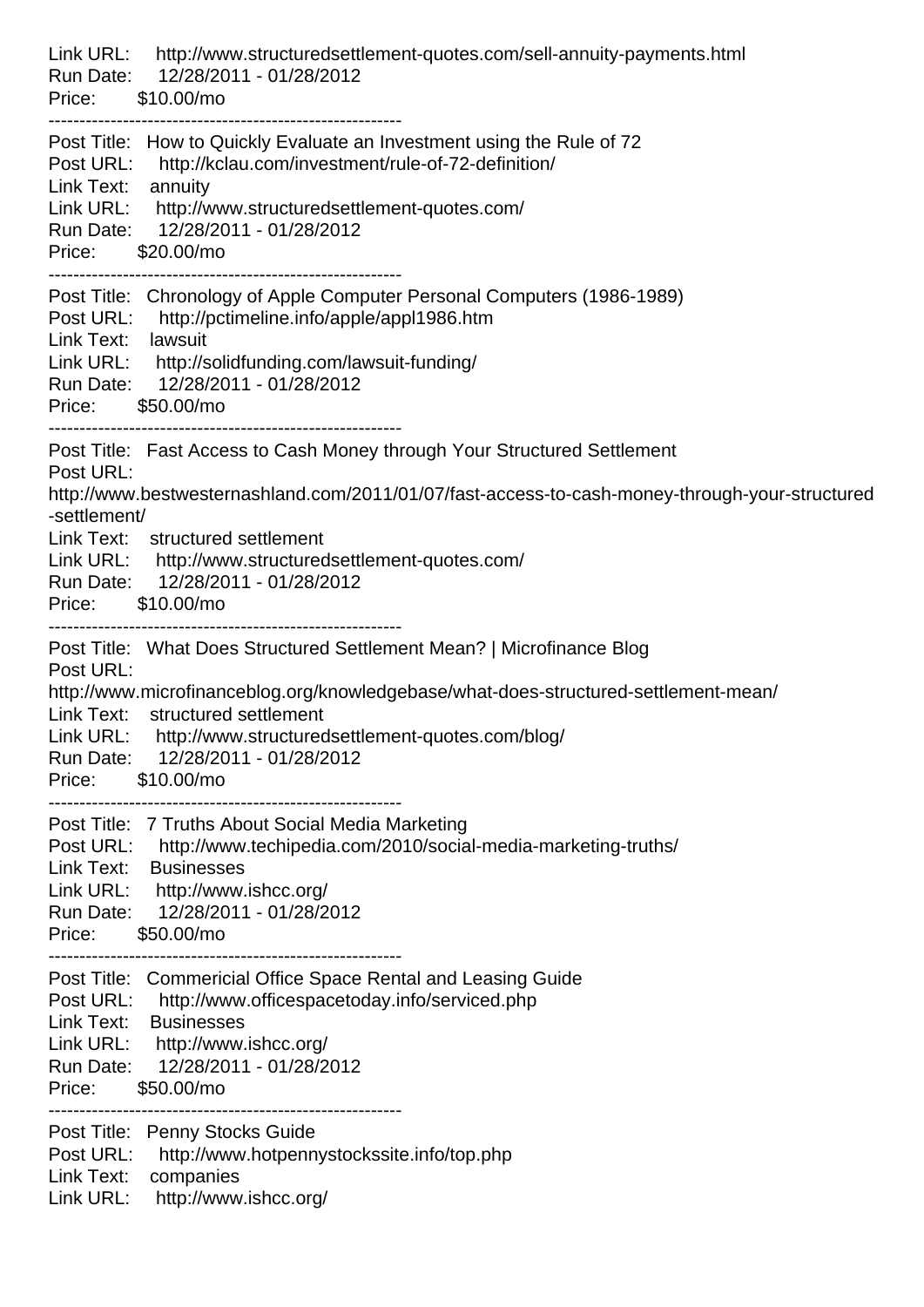Link URL: http://www.structuredsettlement-quotes.com/sell-annuity-payments.html
Run Date: 12/28/2011 - 01/28/2012
Price: $10.00/mo

---------------------------------------------------------

Post Title: How to Quickly Evaluate an Investment using the Rule of 72
Post URL: http://kclau.com/investment/rule-of-72-definition/
Link Text: annuity
Link URL: http://www.structuredsettlement-quotes.com/
Run Date: 12/28/2011 - 01/28/2012
Price: $20.00/mo

---------------------------------------------------------

Post Title: Chronology of Apple Computer Personal Computers (1986-1989)
Post URL: http://pctimeline.info/apple/appl1986.htm
Link Text: lawsuit
Link URL: http://solidfunding.com/lawsuit-funding/
Run Date: 12/28/2011 - 01/28/2012
Price: $50.00/mo

---------------------------------------------------------

Post Title: Fast Access to Cash Money through Your Structured Settlement
Post URL:
http://www.bestwesternashland.com/2011/01/07/fast-access-to-cash-money-through-your-structured-settlement/
Link Text: structured settlement
Link URL: http://www.structuredsettlement-quotes.com/
Run Date: 12/28/2011 - 01/28/2012
Price: $10.00/mo

---------------------------------------------------------

Post Title: What Does Structured Settlement Mean? | Microfinance Blog
Post URL:
http://www.microfinanceblog.org/knowledgebase/what-does-structured-settlement-mean/
Link Text: structured settlement
Link URL: http://www.structuredsettlement-quotes.com/blog/
Run Date: 12/28/2011 - 01/28/2012
Price: $10.00/mo

---------------------------------------------------------

Post Title: 7 Truths About Social Media Marketing
Post URL: http://www.techipedia.com/2010/social-media-marketing-truths/
Link Text: Businesses
Link URL: http://www.ishcc.org/
Run Date: 12/28/2011 - 01/28/2012
Price: $50.00/mo

---------------------------------------------------------

Post Title: Commericial Office Space Rental and Leasing Guide
Post URL: http://www.officespacetoday.info/serviced.php
Link Text: Businesses
Link URL: http://www.ishcc.org/
Run Date: 12/28/2011 - 01/28/2012
Price: $50.00/mo

---------------------------------------------------------

Post Title: Penny Stocks Guide
Post URL: http://www.hotpennystockssite.info/top.php
Link Text: companies
Link URL: http://www.ishcc.org/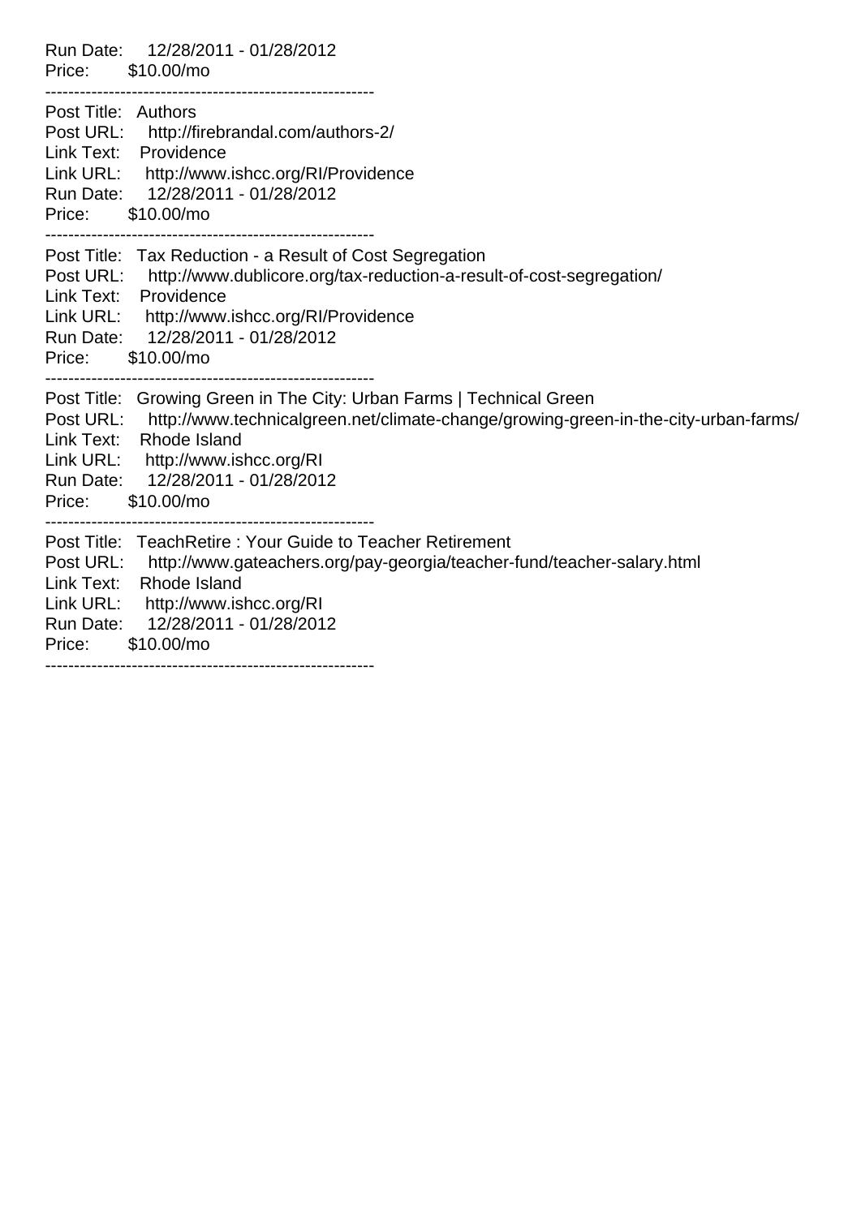Run Date: 12/28/2011 - 01/28/2012
Price: $10.00/mo

---------------------------------------------------------

Post Title: Authors
Post URL: http://firebrandal.com/authors-2/
Link Text: Providence
Link URL: http://www.ishcc.org/RI/Providence
Run Date: 12/28/2011 - 01/28/2012
Price: $10.00/mo

---------------------------------------------------------

Post Title: Tax Reduction - a Result of Cost Segregation
Post URL: http://www.dublicore.org/tax-reduction-a-result-of-cost-segregation/
Link Text: Providence
Link URL: http://www.ishcc.org/RI/Providence
Run Date: 12/28/2011 - 01/28/2012
Price: $10.00/mo

---------------------------------------------------------

Post Title: Growing Green in The City: Urban Farms | Technical Green
Post URL: http://www.technicalgreen.net/climate-change/growing-green-in-the-city-urban-farms/
Link Text: Rhode Island
Link URL: http://www.ishcc.org/RI
Run Date: 12/28/2011 - 01/28/2012
Price: $10.00/mo

---------------------------------------------------------

Post Title: TeachRetire : Your Guide to Teacher Retirement
Post URL: http://www.gateachers.org/pay-georgia/teacher-fund/teacher-salary.html
Link Text: Rhode Island
Link URL: http://www.ishcc.org/RI
Run Date: 12/28/2011 - 01/28/2012
Price: $10.00/mo

---------------------------------------------------------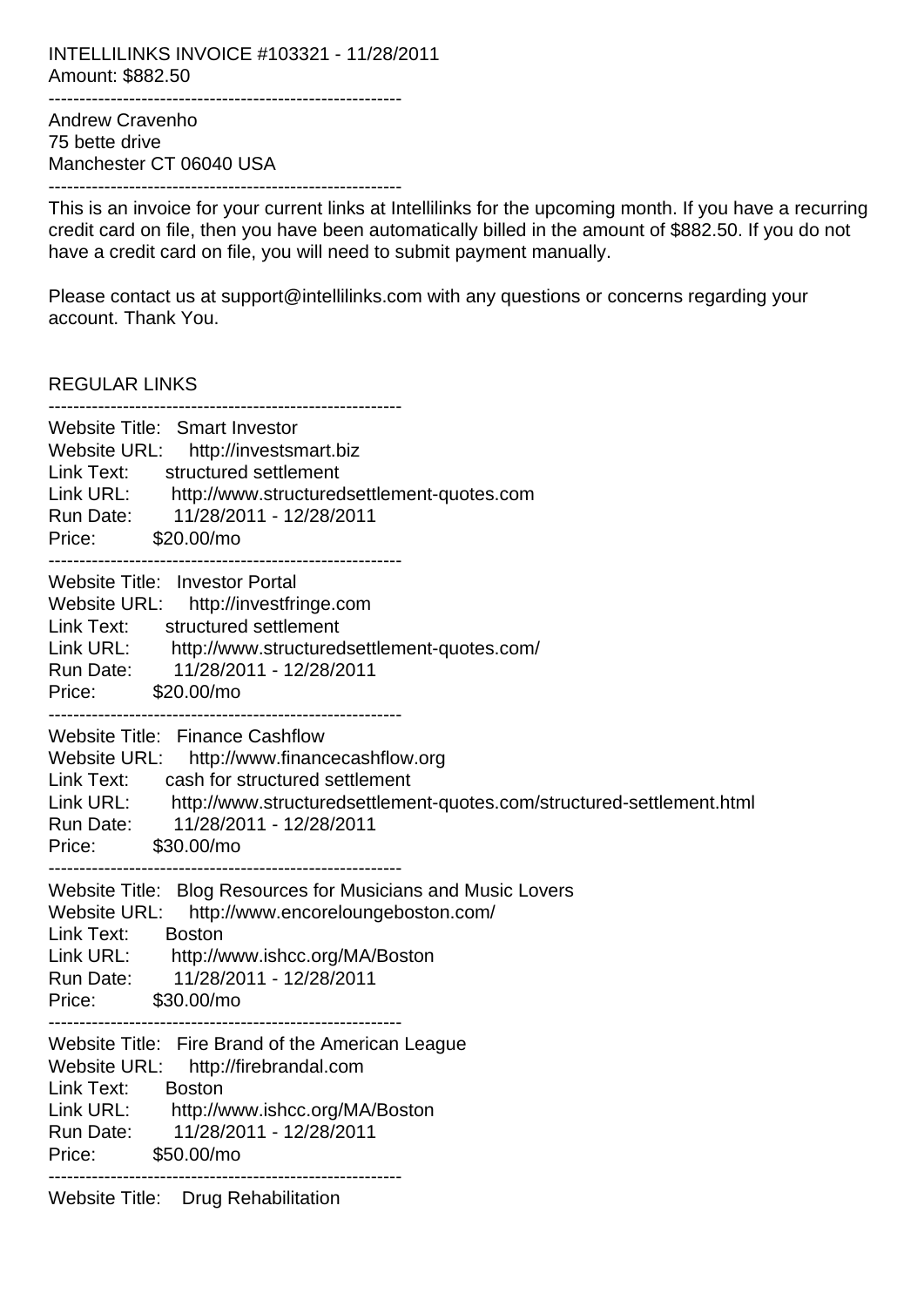INTELLILINKS INVOICE #103321 - 11/28/2011
Amount: $882.50

---

Andrew Cravenho
75 bette drive
Manchester CT 06040 USA

---

This is an invoice for your current links at Intellilinks for the upcoming month. If you have a recurring credit card on file, then you have been automatically billed in the amount of $882.50. If you do not have a credit card on file, you will need to submit payment manually.

Please contact us at support@intellilinks.com with any questions or concerns regarding your account. Thank You.

REGULAR LINKS

---

Website Title: Smart Investor
Website URL: http://investsmart.biz
Link Text: structured settlement
Link URL: http://www.structuredsettlement-quotes.com
Run Date: 11/28/2011 - 12/28/2011
Price: $20.00/mo

---

Website Title: Investor Portal
Website URL: http://investfringe.com
Link Text: structured settlement
Link URL: http://www.structuredsettlement-quotes.com/
Run Date: 11/28/2011 - 12/28/2011
Price: $20.00/mo

---

Website Title: Finance Cashflow
Website URL: http://www.financecashflow.org
Link Text: cash for structured settlement
Link URL: http://www.structuredsettlement-quotes.com/structured-settlement.html
Run Date: 11/28/2011 - 12/28/2011
Price: $30.00/mo

---

Website Title: Blog Resources for Musicians and Music Lovers
Website URL: http://www.encoreloungeboston.com/
Link Text: Boston
Link URL: http://www.ishcc.org/MA/Boston
Run Date: 11/28/2011 - 12/28/2011
Price: $30.00/mo

---

Website Title: Fire Brand of the American League
Website URL: http://firebrandal.com
Link Text: Boston
Link URL: http://www.ishcc.org/MA/Boston
Run Date: 11/28/2011 - 12/28/2011
Price: $50.00/mo

---

Website Title: Drug Rehabilitation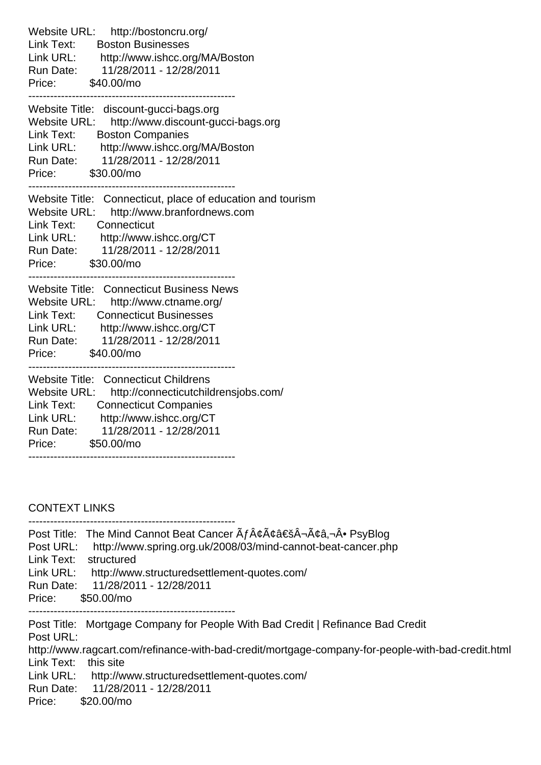Website URL: http://bostoncru.org/
Link Text: Boston Businesses
Link URL: http://www.ishcc.org/MA/Boston
Run Date: 11/28/2011 - 12/28/2011
Price: $40.00/mo

---

Website Title: discount-gucci-bags.org
Website URL: http://www.discount-gucci-bags.org
Link Text: Boston Companies
Link URL: http://www.ishcc.org/MA/Boston
Run Date: 11/28/2011 - 12/28/2011
Price: $30.00/mo

---

Website Title: Connecticut, place of education and tourism
Website URL: http://www.branfordnews.com
Link Text: Connecticut
Link URL: http://www.ishcc.org/CT
Run Date: 11/28/2011 - 12/28/2011
Price: $30.00/mo

---

Website Title: Connecticut Business News
Website URL: http://www.ctname.org/
Link Text: Connecticut Businesses
Link URL: http://www.ishcc.org/CT
Run Date: 11/28/2011 - 12/28/2011
Price: $40.00/mo

---

Website Title: Connecticut Childrens
Website URL: http://connecticutchildrensjobs.com/
Link Text: Connecticut Companies
Link URL: http://www.ishcc.org/CT
Run Date: 11/28/2011 - 12/28/2011
Price: $50.00/mo

---

CONTEXT LINKS

---

Post Title: The Mind Cannot Beat Cancer Ãƒ Â¢Ã¢â€šÂ¬Ã¢â‚¬Â• PsyBlog
Post URL: http://www.spring.org.uk/2008/03/mind-cannot-beat-cancer.php
Link Text: structured
Link URL: http://www.structuredsettlement-quotes.com/
Run Date: 11/28/2011 - 12/28/2011
Price: $50.00/mo

---

Post Title: Mortgage Company for People With Bad Credit | Refinance Bad Credit
Post URL:
http://www.ragcart.com/refinance-with-bad-credit/mortgage-company-for-people-with-bad-credit.html
Link Text: this site
Link URL: http://www.structuredsettlement-quotes.com/
Run Date: 11/28/2011 - 12/28/2011
Price: $20.00/mo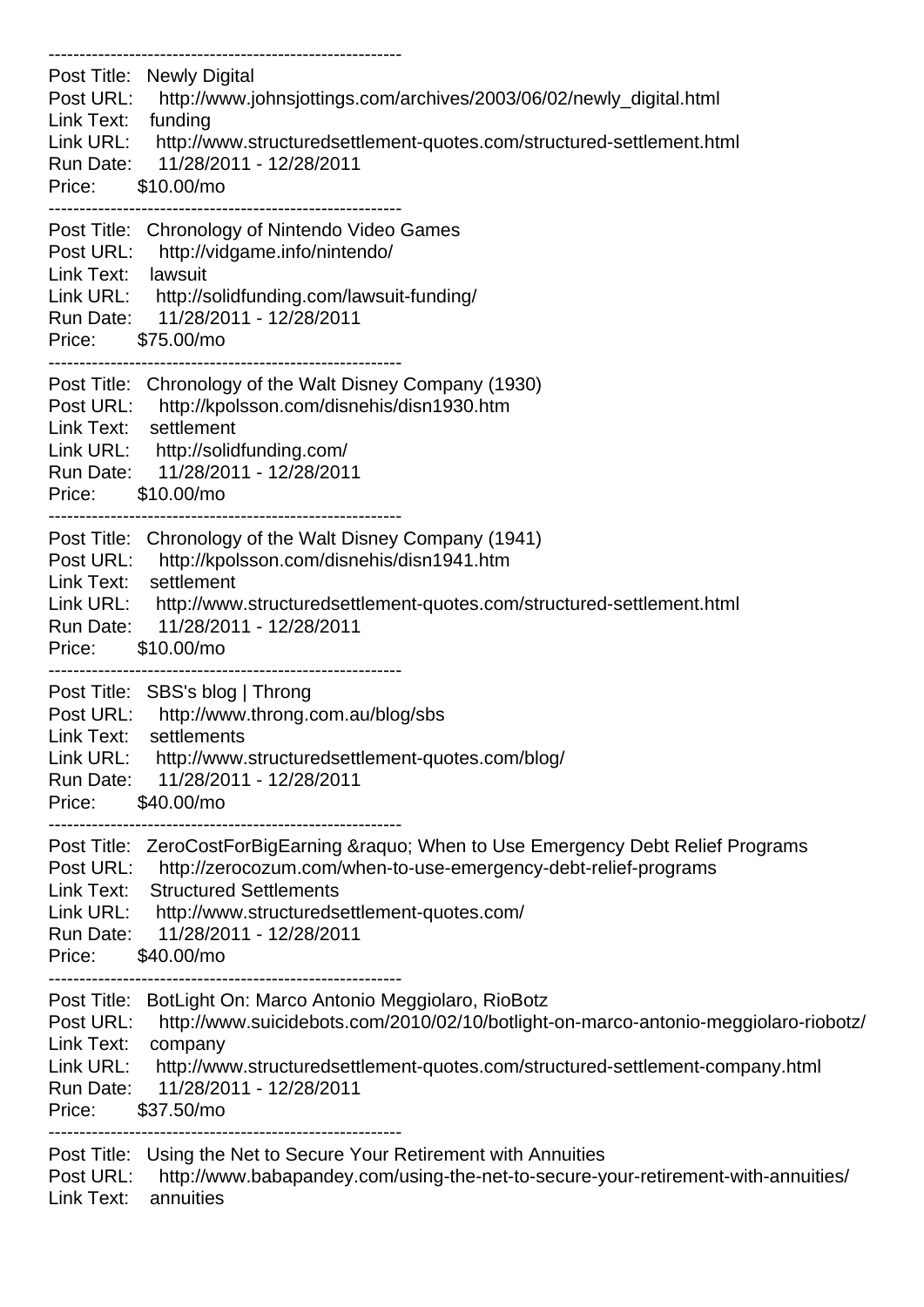---------------------------------------------------------
Post Title: Newly Digital
Post URL: http://www.johnsjottings.com/archives/2003/06/02/newly_digital.html
Link Text: funding
Link URL: http://www.structuredsettlement-quotes.com/structured-settlement.html
Run Date: 11/28/2011 - 12/28/2011
Price: $10.00/mo
---------------------------------------------------------
Post Title: Chronology of Nintendo Video Games
Post URL: http://vidgame.info/nintendo/
Link Text: lawsuit
Link URL: http://solidfunding.com/lawsuit-funding/
Run Date: 11/28/2011 - 12/28/2011
Price: $75.00/mo
---------------------------------------------------------
Post Title: Chronology of the Walt Disney Company (1930)
Post URL: http://kpolsson.com/disnehis/disn1930.htm
Link Text: settlement
Link URL: http://solidfunding.com/
Run Date: 11/28/2011 - 12/28/2011
Price: $10.00/mo
---------------------------------------------------------
Post Title: Chronology of the Walt Disney Company (1941)
Post URL: http://kpolsson.com/disnehis/disn1941.htm
Link Text: settlement
Link URL: http://www.structuredsettlement-quotes.com/structured-settlement.html
Run Date: 11/28/2011 - 12/28/2011
Price: $10.00/mo
---------------------------------------------------------
Post Title: SBS's blog | Throng
Post URL: http://www.throng.com.au/blog/sbs
Link Text: settlements
Link URL: http://www.structuredsettlement-quotes.com/blog/
Run Date: 11/28/2011 - 12/28/2011
Price: $40.00/mo
---------------------------------------------------------
Post Title: ZeroCostForBigEarning &raquo; When to Use Emergency Debt Relief Programs
Post URL: http://zerocozum.com/when-to-use-emergency-debt-relief-programs
Link Text: Structured Settlements
Link URL: http://www.structuredsettlement-quotes.com/
Run Date: 11/28/2011 - 12/28/2011
Price: $40.00/mo
---------------------------------------------------------
Post Title: BotLight On: Marco Antonio Meggiolaro, RioBotz
Post URL: http://www.suicidebots.com/2010/02/10/botlight-on-marco-antonio-meggiolaro-riobotz/
Link Text: company
Link URL: http://www.structuredsettlement-quotes.com/structured-settlement-company.html
Run Date: 11/28/2011 - 12/28/2011
Price: $37.50/mo
---------------------------------------------------------
Post Title: Using the Net to Secure Your Retirement with Annuities
Post URL: http://www.babapandey.com/using-the-net-to-secure-your-retirement-with-annuities/
Link Text: annuities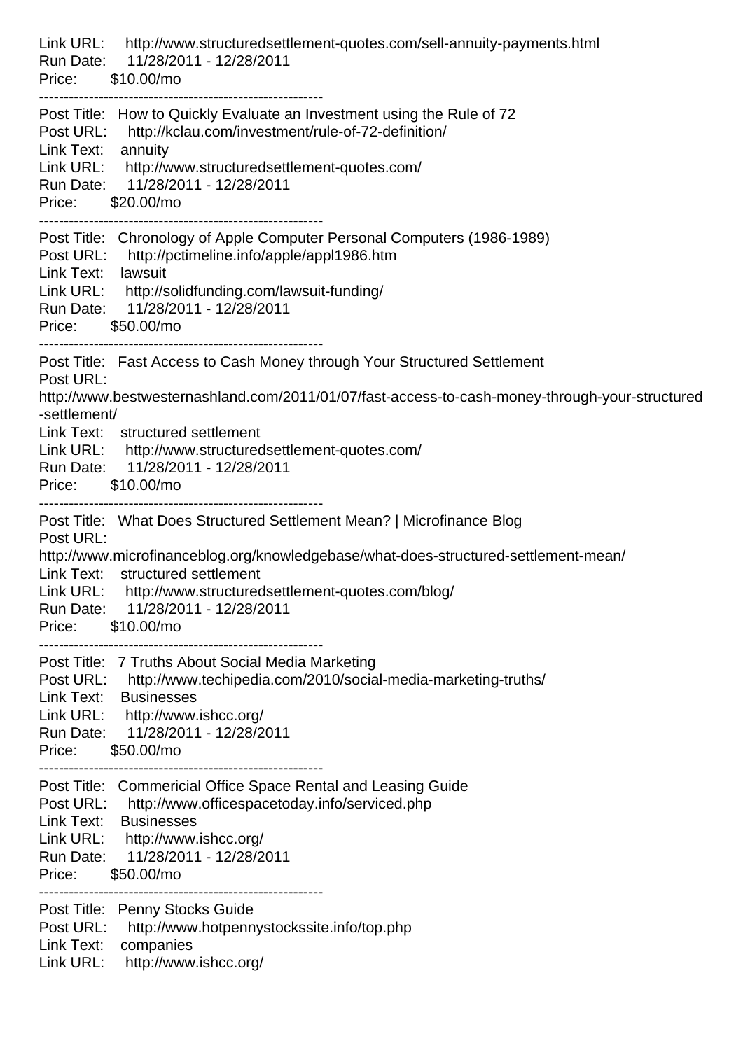Link URL: http://www.structuredsettlement-quotes.com/sell-annuity-payments.html
Run Date: 11/28/2011 - 12/28/2011
Price: $10.00/mo

---------------------------------------------------------

Post Title: How to Quickly Evaluate an Investment using the Rule of 72
Post URL: http://kclau.com/investment/rule-of-72-definition/
Link Text: annuity
Link URL: http://www.structuredsettlement-quotes.com/
Run Date: 11/28/2011 - 12/28/2011
Price: $20.00/mo

---------------------------------------------------------

Post Title: Chronology of Apple Computer Personal Computers (1986-1989)
Post URL: http://pctimeline.info/apple/appl1986.htm
Link Text: lawsuit
Link URL: http://solidfunding.com/lawsuit-funding/
Run Date: 11/28/2011 - 12/28/2011
Price: $50.00/mo

---------------------------------------------------------

Post Title: Fast Access to Cash Money through Your Structured Settlement
Post URL:
http://www.bestwesternashland.com/2011/01/07/fast-access-to-cash-money-through-your-structured-settlement/
Link Text: structured settlement
Link URL: http://www.structuredsettlement-quotes.com/
Run Date: 11/28/2011 - 12/28/2011
Price: $10.00/mo

---------------------------------------------------------

Post Title: What Does Structured Settlement Mean? | Microfinance Blog
Post URL:
http://www.microfinanceblog.org/knowledgebase/what-does-structured-settlement-mean/
Link Text: structured settlement
Link URL: http://www.structuredsettlement-quotes.com/blog/
Run Date: 11/28/2011 - 12/28/2011
Price: $10.00/mo

---------------------------------------------------------

Post Title: 7 Truths About Social Media Marketing
Post URL: http://www.techipedia.com/2010/social-media-marketing-truths/
Link Text: Businesses
Link URL: http://www.ishcc.org/
Run Date: 11/28/2011 - 12/28/2011
Price: $50.00/mo

---------------------------------------------------------

Post Title: Commericial Office Space Rental and Leasing Guide
Post URL: http://www.officespacetoday.info/serviced.php
Link Text: Businesses
Link URL: http://www.ishcc.org/
Run Date: 11/28/2011 - 12/28/2011
Price: $50.00/mo

---------------------------------------------------------

Post Title: Penny Stocks Guide
Post URL: http://www.hotpennystockssite.info/top.php
Link Text: companies
Link URL: http://www.ishcc.org/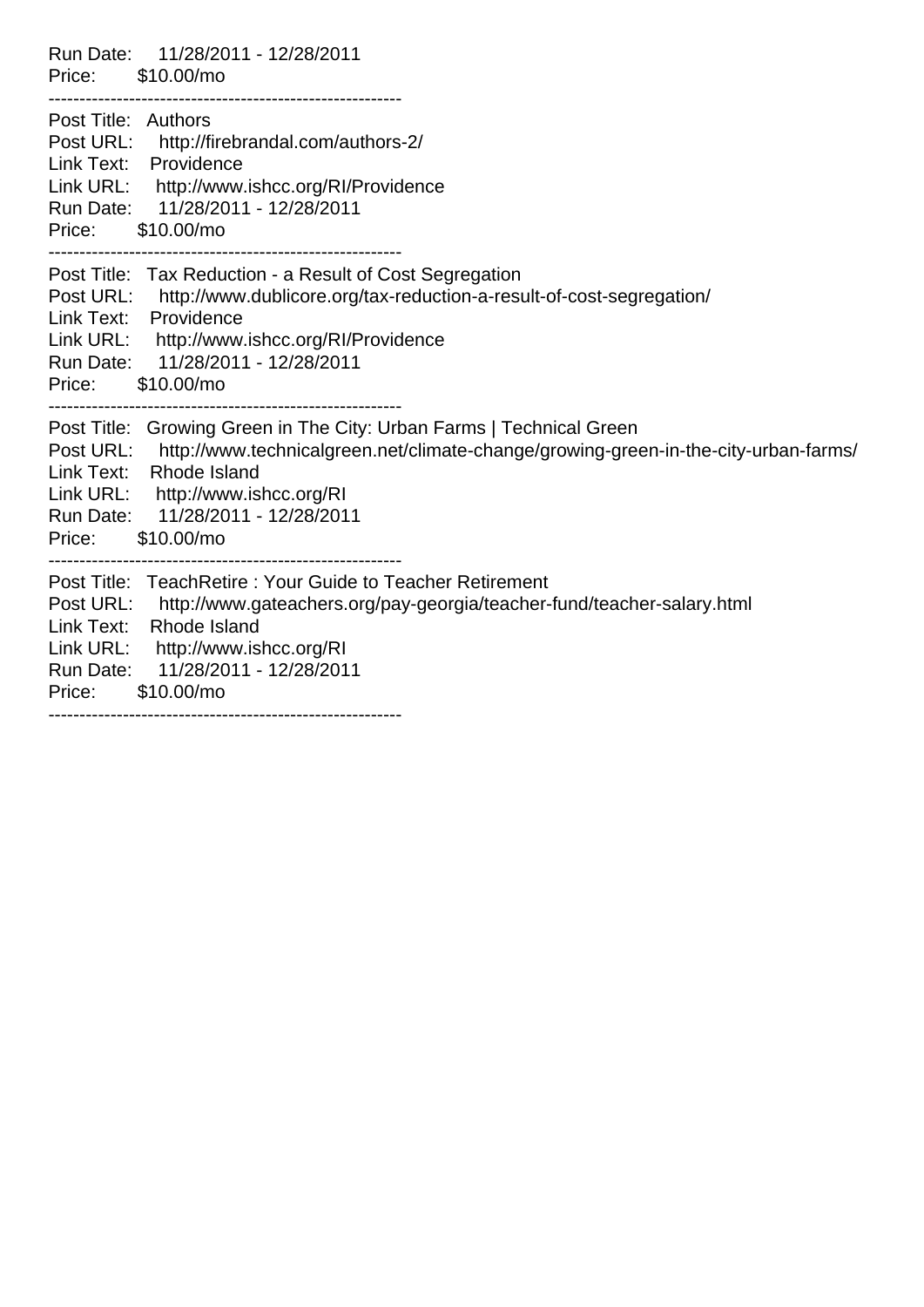Run Date: 11/28/2011 - 12/28/2011
Price: $10.00/mo

---------------------------------------------------------

Post Title: Authors
Post URL: http://firebrandal.com/authors-2/
Link Text: Providence
Link URL: http://www.ishcc.org/RI/Providence
Run Date: 11/28/2011 - 12/28/2011
Price: $10.00/mo

---------------------------------------------------------

Post Title: Tax Reduction - a Result of Cost Segregation
Post URL: http://www.dublicore.org/tax-reduction-a-result-of-cost-segregation/
Link Text: Providence
Link URL: http://www.ishcc.org/RI/Providence
Run Date: 11/28/2011 - 12/28/2011
Price: $10.00/mo

---------------------------------------------------------

Post Title: Growing Green in The City: Urban Farms | Technical Green
Post URL: http://www.technicalgreen.net/climate-change/growing-green-in-the-city-urban-farms/
Link Text: Rhode Island
Link URL: http://www.ishcc.org/RI
Run Date: 11/28/2011 - 12/28/2011
Price: $10.00/mo

---------------------------------------------------------

Post Title: TeachRetire : Your Guide to Teacher Retirement
Post URL: http://www.gateachers.org/pay-georgia/teacher-fund/teacher-salary.html
Link Text: Rhode Island
Link URL: http://www.ishcc.org/RI
Run Date: 11/28/2011 - 12/28/2011
Price: $10.00/mo

---------------------------------------------------------